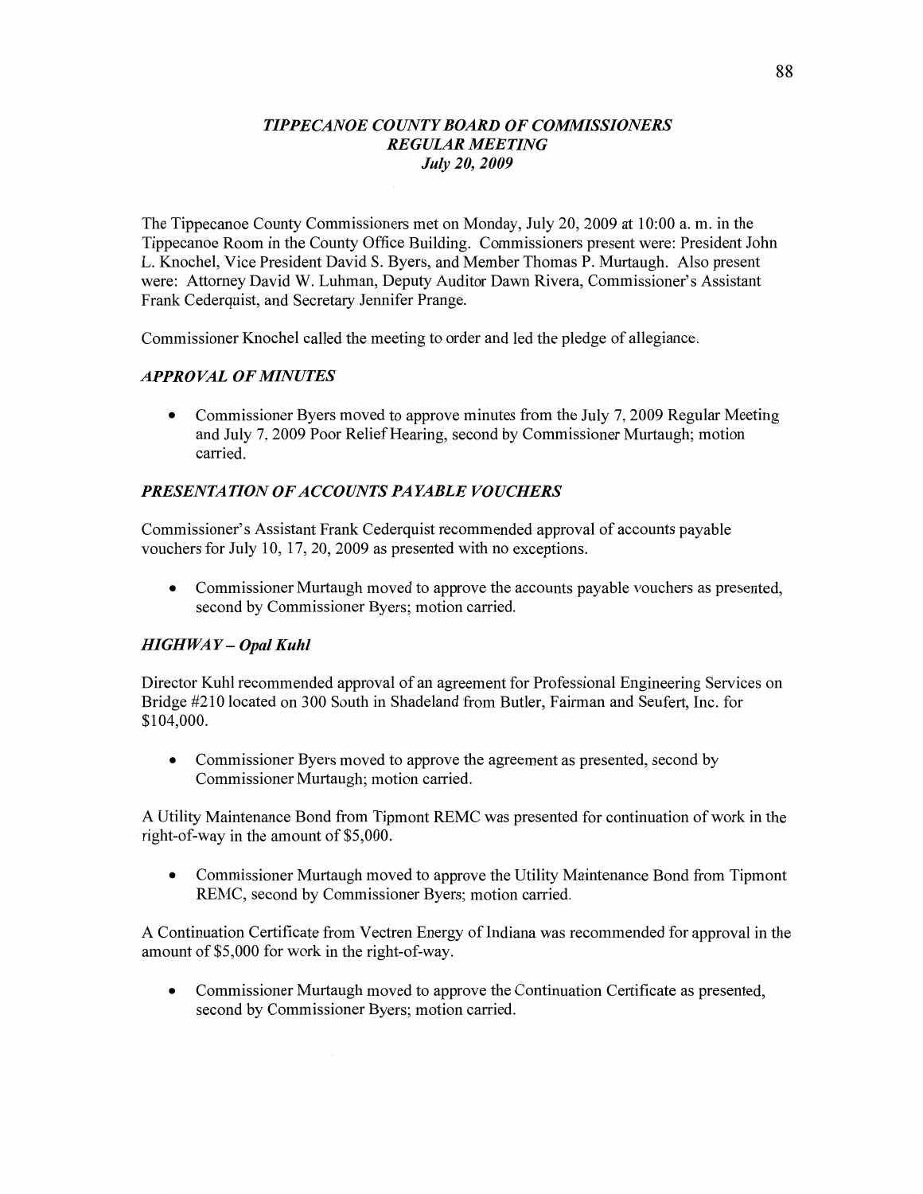# *TIPPECANOE COUNTY BOARD OF COMMISSIONERS*
## *REGULAR MEETING*
### *July 20, 2009*

The Tippecanoe County Commissioners met on Monday, July 20, 2009 at 10:00 a. m. in the Tippecanoe Room in the County Office Building. Commissioners present were: President John L. Knochel, Vice President David S. Byers, and Member Thomas P. Murtaugh. Also present were: Attorney David W. Luhman, Deputy Auditor Dawn Rivera, Commissioner's Assistant Frank Cederquist, and Secretary Jennifer Prange.

Commissioner Knochel called the meeting to order and led the pledge of allegiance.

### *APPROVAL OF MINUTES*

- Commissioner Byers moved to approve minutes from the July 7, 2009 Regular Meeting and July 7, 2009 Poor Relief Hearing, second by Commissioner Murtaugh; motion carried.

### *PRESENTATION OF ACCOUNTS PAYABLE VOUCHERS*

Commissioner's Assistant Frank Cederquist recommended approval of accounts payable vouchers for July 10, 17, 20, 2009 as presented with no exceptions.

- Commissioner Murtaugh moved to approve the accounts payable vouchers as presented, second by Commissioner Byers; motion carried.

### *HIGHWAY – Opal Kuhl*

Director Kuhl recommended approval of an agreement for Professional Engineering Services on Bridge #210 located on 300 South in Shadeland from Butler, Fairman and Seufert, Inc. for $104,000.

- Commissioner Byers moved to approve the agreement as presented, second by Commissioner Murtaugh; motion carried.

A Utility Maintenance Bond from Tipmont REMC was presented for continuation of work in the right-of-way in the amount of $5,000.

- Commissioner Murtaugh moved to approve the Utility Maintenance Bond from Tipmont REMC, second by Commissioner Byers; motion carried.

A Continuation Certificate from Vectren Energy of Indiana was recommended for approval in the amount of $5,000 for work in the right-of-way.

- Commissioner Murtaugh moved to approve the Continuation Certificate as presented, second by Commissioner Byers; motion carried.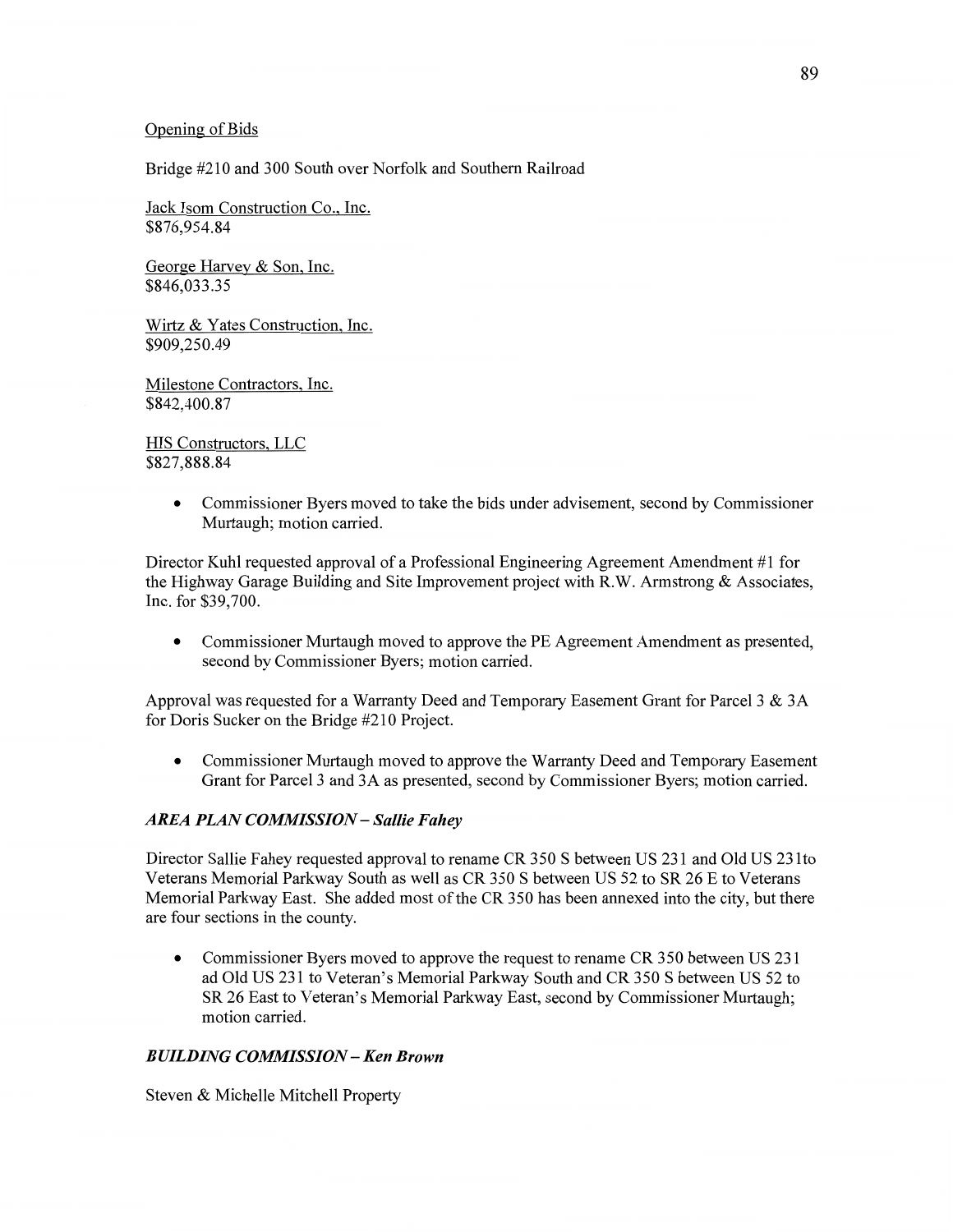Opening of Bids

Bridge #210 and 300 South over Norfolk and Southern Railroad

Jack Isom Construction Co., Inc.
$876,954.84

George Harvey & Son, Inc.
$846,033.35

Wirtz & Yates Construction, Inc.
$909,250.49

Milestone Contractors, Inc.
$842,400.87

HIS Constructors, LLC
$827,888.84

- Commissioner Byers moved to take the bids under advisement, second by Commissioner Murtaugh; motion carried.

Director Kuhl requested approval of a Professional Engineering Agreement Amendment #1 for the Highway Garage Building and Site Improvement project with R.W. Armstrong & Associates, Inc. for $39,700.

- Commissioner Murtaugh moved to approve the PE Agreement Amendment as presented, second by Commissioner Byers; motion carried.

Approval was requested for a Warranty Deed and Temporary Easement Grant for Parcel 3 & 3A for Doris Sucker on the Bridge #210 Project.

- Commissioner Murtaugh moved to approve the Warranty Deed and Temporary Easement Grant for Parcel 3 and 3A as presented, second by Commissioner Byers; motion carried.

### *AREA PLAN COMMISSION – Sallie Fahey*

Director Sallie Fahey requested approval to rename CR 350 S between US 231 and Old US 231to Veterans Memorial Parkway South as well as CR 350 S between US 52 to SR 26 E to Veterans Memorial Parkway East. She added most of the CR 350 has been annexed into the city, but there are four sections in the county.

- Commissioner Byers moved to approve the request to rename CR 350 between US 231 ad Old US 231 to Veteran's Memorial Parkway South and CR 350 S between US 52 to SR 26 East to Veteran's Memorial Parkway East, second by Commissioner Murtaugh; motion carried.

### *BUILDING COMMISSION – Ken Brown*

Steven & Michelle Mitchell Property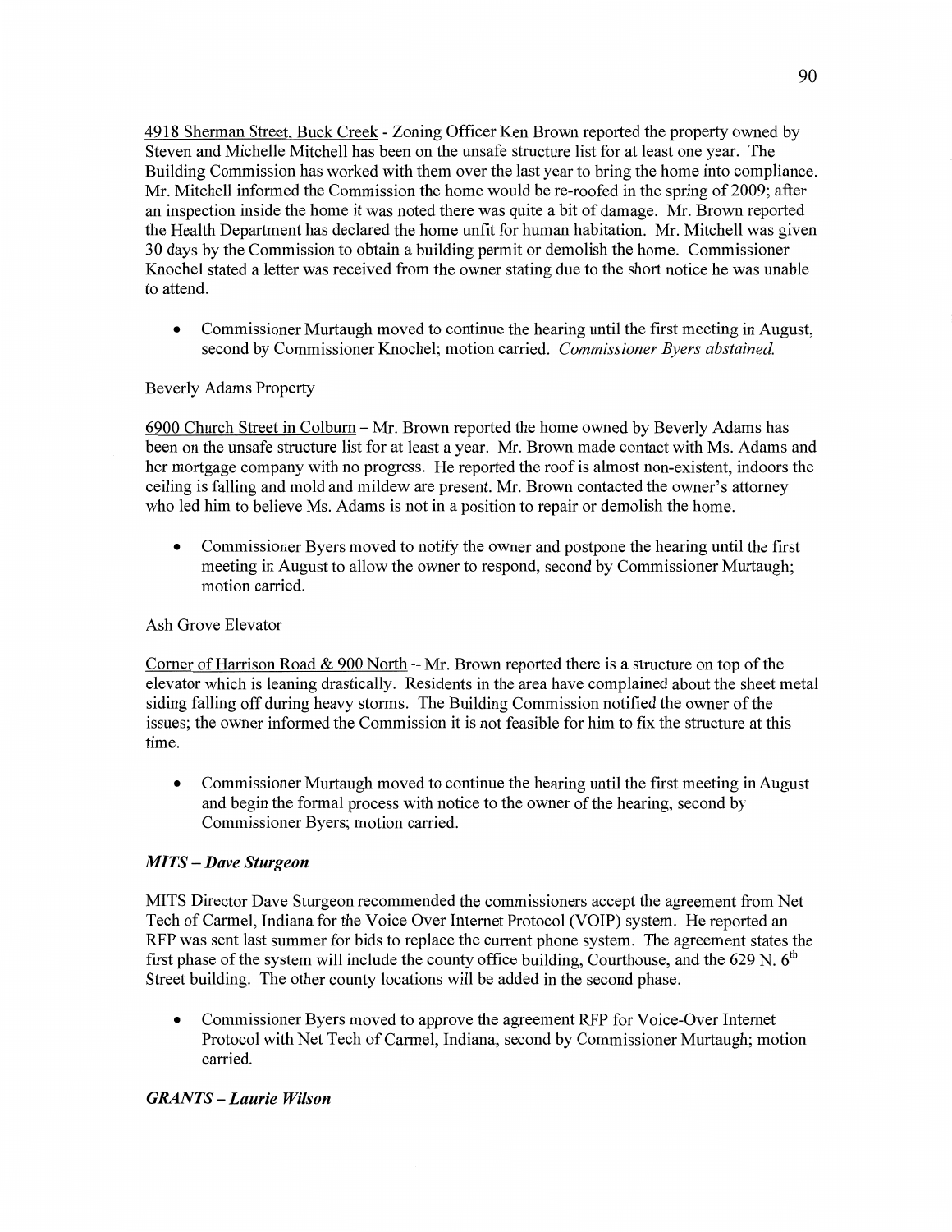4918 Sherman Street, Buck Creek - Zoning Officer Ken Brown reported the property owned by Steven and Michelle Mitchell has been on the unsafe structure list for at least one year. The Building Commission has worked with them over the last year to bring the home into compliance. Mr. Mitchell informed the Commission the home would be re-roofed in the spring of 2009; after an inspection inside the home it was noted there was quite a bit of damage. Mr. Brown reported the Health Department has declared the home unfit for human habitation. Mr. Mitchell was given 30 days by the Commission to obtain a building permit or demolish the home. Commissioner Knochel stated a letter was received from the owner stating due to the short notice he was unable to attend.

- Commissioner Murtaugh moved to continue the hearing until the first meeting in August, second by Commissioner Knochel; motion carried. *Commissioner Byers abstained.*

Beverly Adams Property

6900 Church Street in Colburn – Mr. Brown reported the home owned by Beverly Adams has been on the unsafe structure list for at least a year. Mr. Brown made contact with Ms. Adams and her mortgage company with no progress. He reported the roof is almost non-existent, indoors the ceiling is falling and mold and mildew are present. Mr. Brown contacted the owner's attorney who led him to believe Ms. Adams is not in a position to repair or demolish the home.

- Commissioner Byers moved to notify the owner and postpone the hearing until the first meeting in August to allow the owner to respond, second by Commissioner Murtaugh; motion carried.

Ash Grove Elevator

Corner of Harrison Road & 900 North -- Mr. Brown reported there is a structure on top of the elevator which is leaning drastically. Residents in the area have complained about the sheet metal siding falling off during heavy storms. The Building Commission notified the owner of the issues; the owner informed the Commission it is not feasible for him to fix the structure at this time.

- Commissioner Murtaugh moved to continue the hearing until the first meeting in August and begin the formal process with notice to the owner of the hearing, second by Commissioner Byers; motion carried.

***MITS – Dave Sturgeon***

MITS Director Dave Sturgeon recommended the commissioners accept the agreement from Net Tech of Carmel, Indiana for the Voice Over Internet Protocol (VOIP) system. He reported an RFP was sent last summer for bids to replace the current phone system. The agreement states the first phase of the system will include the county office building, Courthouse, and the 629 N. 6th Street building. The other county locations will be added in the second phase.

- Commissioner Byers moved to approve the agreement RFP for Voice-Over Internet Protocol with Net Tech of Carmel, Indiana, second by Commissioner Murtaugh; motion carried.

***GRANTS – Laurie Wilson***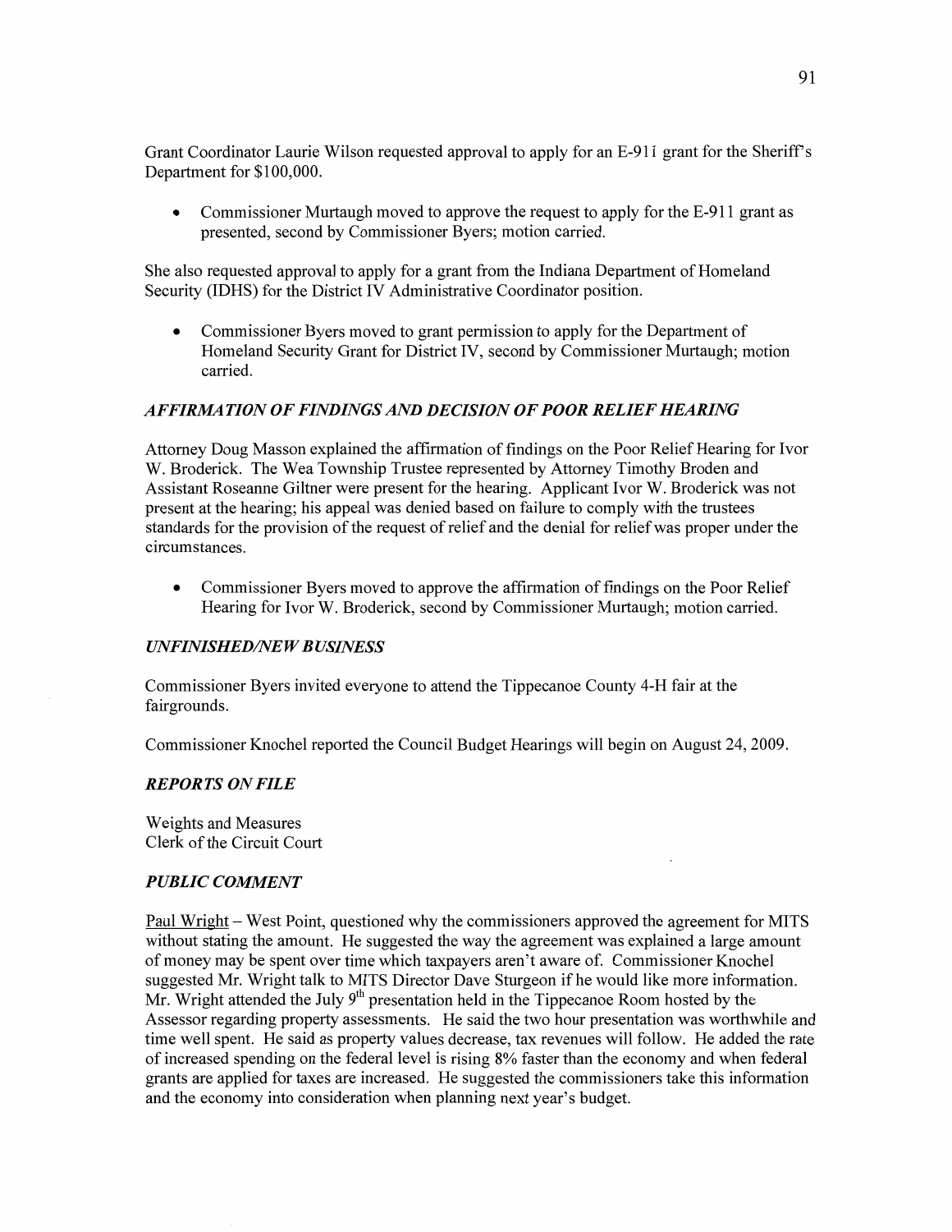Grant Coordinator Laurie Wilson requested approval to apply for an E-911 grant for the Sheriff's Department for $100,000.

- Commissioner Murtaugh moved to approve the request to apply for the E-911 grant as presented, second by Commissioner Byers; motion carried.

She also requested approval to apply for a grant from the Indiana Department of Homeland Security (IDHS) for the District IV Administrative Coordinator position.

- Commissioner Byers moved to grant permission to apply for the Department of Homeland Security Grant for District IV, second by Commissioner Murtaugh; motion carried.

### *AFFIRMATION OF FINDINGS AND DECISION OF POOR RELIEF HEARING*

Attorney Doug Masson explained the affirmation of findings on the Poor Relief Hearing for Ivor W. Broderick. The Wea Township Trustee represented by Attorney Timothy Broden and Assistant Roseanne Giltner were present for the hearing. Applicant Ivor W. Broderick was not present at the hearing; his appeal was denied based on failure to comply with the trustees standards for the provision of the request of relief and the denial for relief was proper under the circumstances.

- Commissioner Byers moved to approve the affirmation of findings on the Poor Relief Hearing for Ivor W. Broderick, second by Commissioner Murtaugh; motion carried.

### *UNFINISHED/NEW BUSINESS*

Commissioner Byers invited everyone to attend the Tippecanoe County 4-H fair at the fairgrounds.

Commissioner Knochel reported the Council Budget Hearings will begin on August 24, 2009.

### *REPORTS ON FILE*

Weights and Measures
Clerk of the Circuit Court

### *PUBLIC COMMENT*

Paul Wright – West Point, questioned why the commissioners approved the agreement for MITS without stating the amount. He suggested the way the agreement was explained a large amount of money may be spent over time which taxpayers aren't aware of. Commissioner Knochel suggested Mr. Wright talk to MITS Director Dave Sturgeon if he would like more information. Mr. Wright attended the July 9th presentation held in the Tippecanoe Room hosted by the Assessor regarding property assessments. He said the two hour presentation was worthwhile and time well spent. He said as property values decrease, tax revenues will follow. He added the rate of increased spending on the federal level is rising 8% faster than the economy and when federal grants are applied for taxes are increased. He suggested the commissioners take this information and the economy into consideration when planning next year's budget.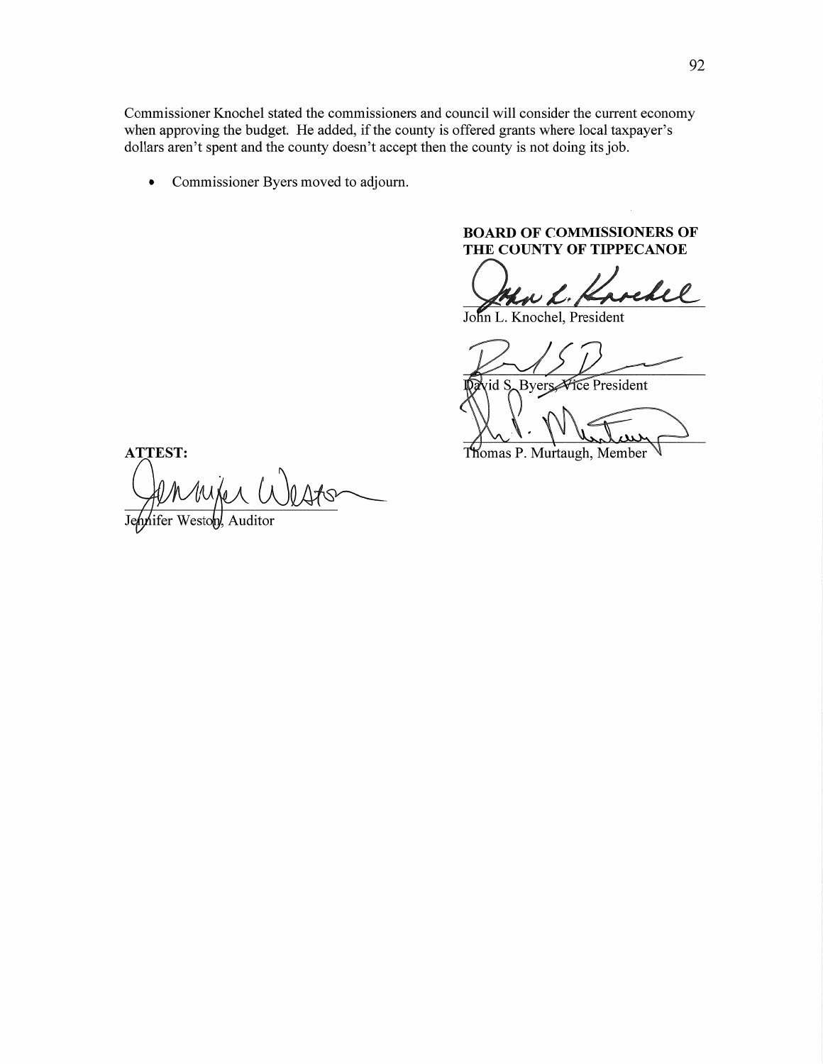Commissioner Knochel stated the commissioners and council will consider the current economy when approving the budget. He added, if the county is offered grants where local taxpayer's dollars aren't spent and the county doesn't accept then the county is not doing its job.

- Commissioner Byers moved to adjourn.

**BOARD OF COMMISSIONERS OF THE COUNTY OF TIPPECANOE**

John L. Knochel, President

David S. Byers, Vice President

Thomas P. Murtaugh, Member

**ATTEST:**

Jennifer Weston, Auditor